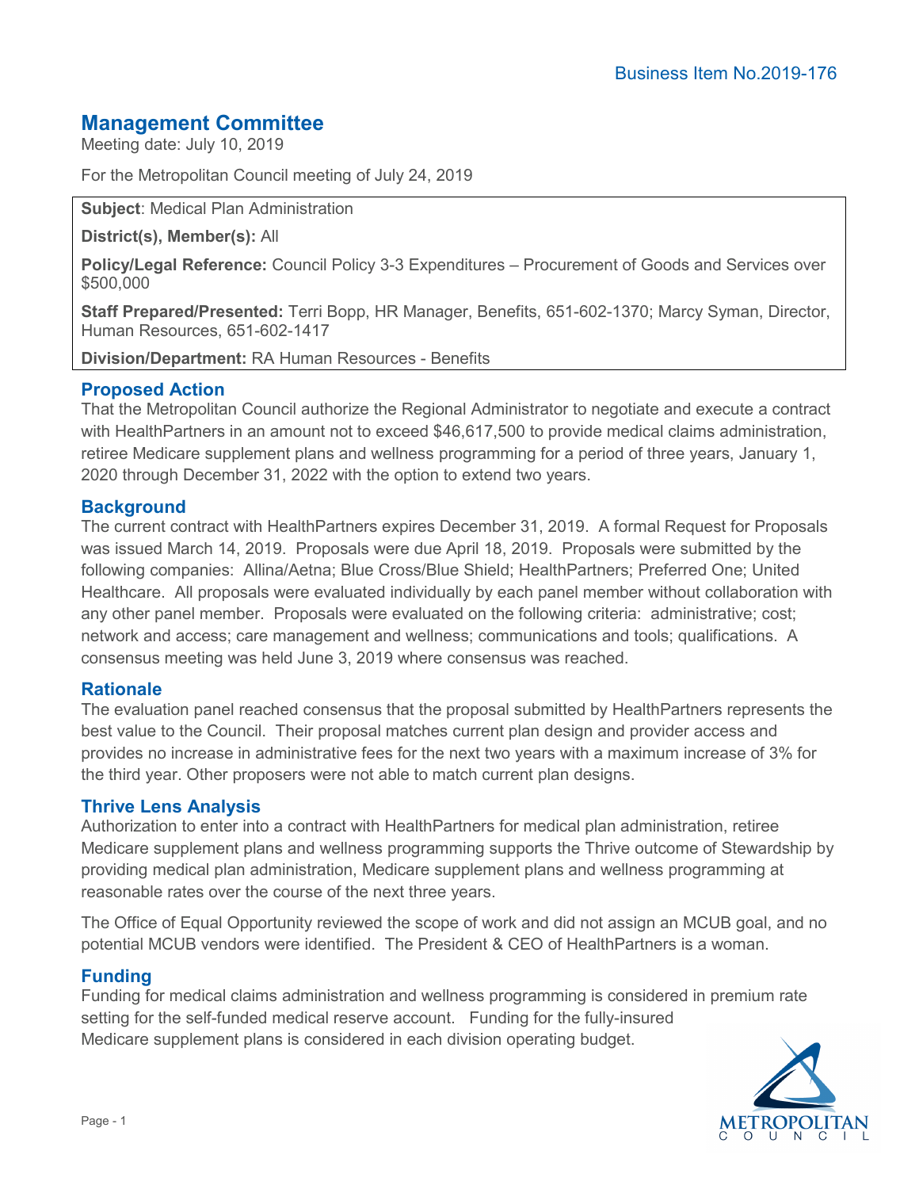Business Item No.2019-176

# Management Committee

Meeting date: July 10, 2019

For the Metropolitan Council meeting of July 24, 2019

**Subject**: Medical Plan Administration

**District(s), Member(s):** All

**Policy/Legal Reference:** Council Policy 3-3 Expenditures – Procurement of Goods and Services over $500,000

**Staff Prepared/Presented:** Terri Bopp, HR Manager, Benefits, 651-602-1370; Marcy Syman, Director, Human Resources, 651-602-1417

**Division/Department:** RA Human Resources - Benefits

## Proposed Action

That the Metropolitan Council authorize the Regional Administrator to negotiate and execute a contract with HealthPartners in an amount not to exceed $46,617,500 to provide medical claims administration, retiree Medicare supplement plans and wellness programming for a period of three years, January 1, 2020 through December 31, 2022 with the option to extend two years.

## Background

The current contract with HealthPartners expires December 31, 2019. A formal Request for Proposals was issued March 14, 2019. Proposals were due April 18, 2019. Proposals were submitted by the following companies: Allina/Aetna; Blue Cross/Blue Shield; HealthPartners; Preferred One; United Healthcare. All proposals were evaluated individually by each panel member without collaboration with any other panel member. Proposals were evaluated on the following criteria: administrative; cost; network and access; care management and wellness; communications and tools; qualifications. A consensus meeting was held June 3, 2019 where consensus was reached.

## Rationale

The evaluation panel reached consensus that the proposal submitted by HealthPartners represents the best value to the Council. Their proposal matches current plan design and provider access and provides no increase in administrative fees for the next two years with a maximum increase of 3% for the third year. Other proposers were not able to match current plan designs.

## Thrive Lens Analysis

Authorization to enter into a contract with HealthPartners for medical plan administration, retiree Medicare supplement plans and wellness programming supports the Thrive outcome of Stewardship by providing medical plan administration, Medicare supplement plans and wellness programming at reasonable rates over the course of the next three years.

The Office of Equal Opportunity reviewed the scope of work and did not assign an MCUB goal, and no potential MCUB vendors were identified. The President & CEO of HealthPartners is a woman.

## Funding

Funding for medical claims administration and wellness programming is considered in premium rate setting for the self-funded medical reserve account. Funding for the fully-insured Medicare supplement plans is considered in each division operating budget.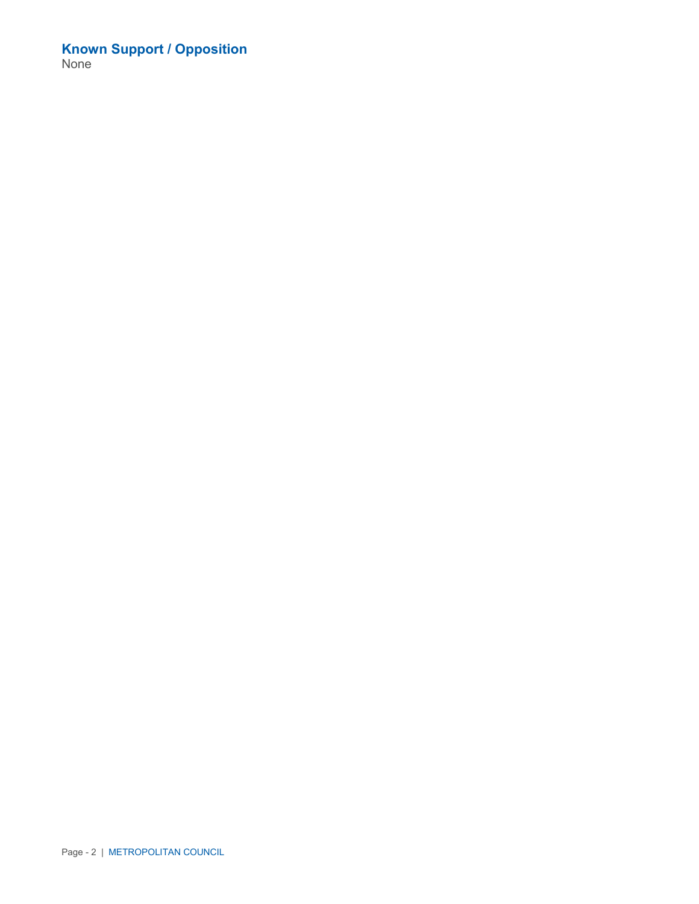### Known Support / Opposition

None